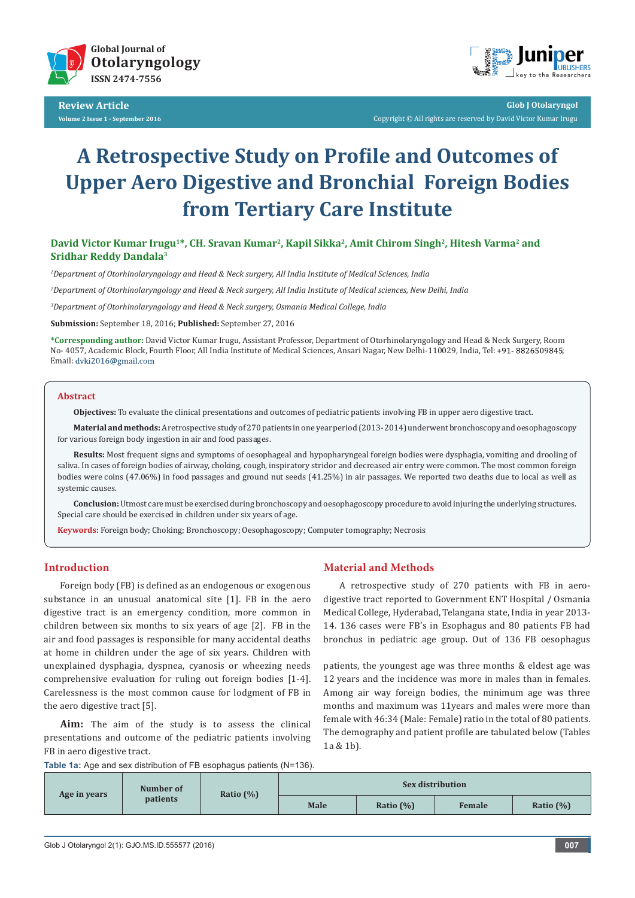# A Retrospective Study on Profile and Outcomes of Upper Aero Digestive and Bronchial Foreign Bodies from Tertiary Care Institute

**David Victor Kumar Irugu[1]*, CH. Sravan Kumar[2], Kapil Sikka[2], Amit Chirom Singh[2], Hitesh Varma[2] and Sridhar Reddy Dandala[3]**

*[1]Department of Otorhinolaryngology and Head & Neck surgery, All India Institute of Medical Sciences, India*

*[2]Department of Otorhinolaryngology and Head & Neck surgery, All India Institute of Medical sciences, New Delhi, India*

*[3]Department of Otorhinolaryngology and Head & Neck surgery, Osmania Medical College, India*

**Submission:** September 18, 2016; **Published:** September 27, 2016

**\*Corresponding author:** David Victor Kumar Irugu, Assistant Professor, Department of Otorhinolaryngology and Head & Neck Surgery, Room No- 4057, Academic Block, Fourth Floor, All India Institute of Medical Sciences, Ansari Nagar, New Delhi-110029, India, Tel: +91- 8826509845; Email: dvki2016@gmail.com

## Abstract

**Objectives:** To evaluate the clinical presentations and outcomes of pediatric patients involving FB in upper aero digestive tract.

**Material and methods:** A retrospective study of 270 patients in one year period (2013-2014) underwent bronchoscopy and oesophagoscopy for various foreign body ingestion in air and food passages.

**Results:** Most frequent signs and symptoms of oesophageal and hypopharyngeal foreign bodies were dysphagia, vomiting and drooling of saliva. In cases of foreign bodies of airway, choking, cough, inspiratory stridor and decreased air entry were common. The most common foreign bodies were coins (47.06%) in food passages and ground nut seeds (41.25%) in air passages. We reported two deaths due to local as well as systemic causes.

**Conclusion:** Utmost care must be exercised during bronchoscopy and oesophagoscopy procedure to avoid injuring the underlying structures. Special care should be exercised in children under six years of age.

**Keywords:** Foreign body; Choking; Bronchoscopy; Oesophagoscopy; Computer tomography; Necrosis

## Introduction

Foreign body (FB) is defined as an endogenous or exogenous substance in an unusual anatomical site [1]. FB in the aero digestive tract is an emergency condition, more common in children between six months to six years of age [2]. FB in the air and food passages is responsible for many accidental deaths at home in children under the age of six years. Children with unexplained dysphagia, dyspnea, cyanosis or wheezing needs comprehensive evaluation for ruling out foreign bodies [1-4]. Carelessness is the most common cause for lodgment of FB in the aero digestive tract [5].

**Aim:** The aim of the study is to assess the clinical presentations and outcome of the pediatric patients involving FB in aero digestive tract.

## Material and Methods

A retrospective study of 270 patients with FB in aero-digestive tract reported to Government ENT Hospital / Osmania Medical College, Hyderabad, Telangana state, India in year 2013-14. 136 cases were FB's in Esophagus and 80 patients FB had bronchus in pediatric age group. Out of 136 FB oesophagus patients, the youngest age was three months & eldest age was 12 years and the incidence was more in males than in females. Among air way foreign bodies, the minimum age was three months and maximum was 11years and males were more than female with 46:34 (Male: Female) ratio in the total of 80 patients. The demography and patient profile are tabulated below (Tables 1a & 1b).

**Table 1a:** Age and sex distribution of FB esophagus patients (N=136).

| Age in years | Number of patients | Ratio (%) | Sex distribution | | | |
|---|---|---|---|---|---|---|
| | | | Male | Ratio (%) | Female | Ratio (%) |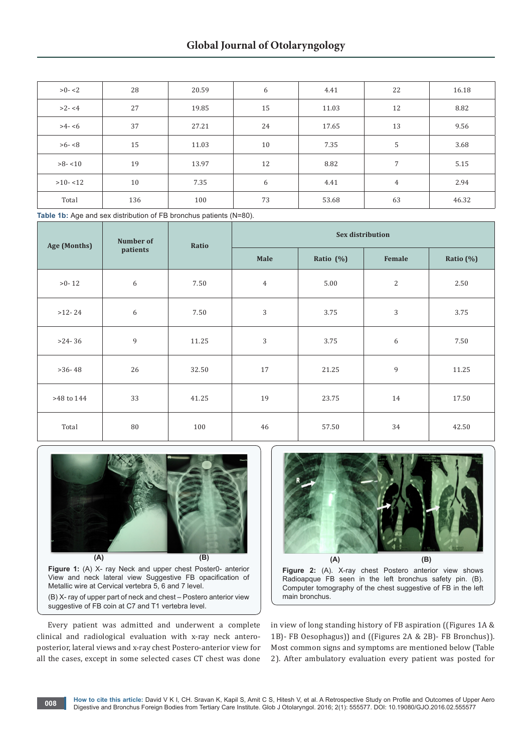| >0- <2 | 28 | 20.59 | 6 | 4.41 | 22 | 16.18 |
|---|---|---|---|---|---|---|
| >2- <4 | 27 | 19.85 | 15 | 11.03 | 12 | 8.82 |
| >4- <6 | 37 | 27.21 | 24 | 17.65 | 13 | 9.56 |
| >6- <8 | 15 | 11.03 | 10 | 7.35 | 5 | 3.68 |
| >8- <10 | 19 | 13.97 | 12 | 8.82 | 7 | 5.15 |
| >10- <12 | 10 | 7.35 | 6 | 4.41 | 4 | 2.94 |
| Total | 136 | 100 | 73 | 53.68 | 63 | 46.32 |

**Table 1b:** Age and sex distribution of FB bronchus patients (N=80).

| Age (Months) | Number of patients | Ratio | Sex distribution | | | |
|---|---|---|---|---|---|---|
| | | | Male | Ratio (%) | Female | Ratio (%) |
| >0- 12 | 6 | 7.50 | 4 | 5.00 | 2 | 2.50 |
| >12- 24 | 6 | 7.50 | 3 | 3.75 | 3 | 3.75 |
| >24- 36 | 9 | 11.25 | 3 | 3.75 | 6 | 7.50 |
| >36- 48 | 26 | 32.50 | 17 | 21.25 | 9 | 11.25 |
| >48 to 144 | 33 | 41.25 | 19 | 23.75 | 14 | 17.50 |
| Total | 80 | 100 | 46 | 57.50 | 34 | 42.50 |

**Figure 1:** (A) X- ray Neck and upper chest Poster0- anterior View and neck lateral view Suggestive FB opacification of Metallic wire at Cervical vertebra 5, 6 and 7 level.

(B) X- ray of upper part of neck and chest – Postero anterior view suggestive of FB coin at C7 and T1 vertebra level.

**Figure 2:** (A). X-ray chest Postero anterior view shows Radioapque FB seen in the left bronchus safety pin. (B). Computer tomography of the chest suggestive of FB in the left main bronchus.

Every patient was admitted and underwent a complete clinical and radiological evaluation with x-ray neck antero-posterior, lateral views and x-ray chest Postero-anterior view for all the cases, except in some selected cases CT chest was done in view of long standing history of FB aspiration ((Figures 1A & 1B)- FB Oesophagus)) and ((Figures 2A & 2B)- FB Bronchus)). Most common signs and symptoms are mentioned below (Table 2). After ambulatory evaluation every patient was posted for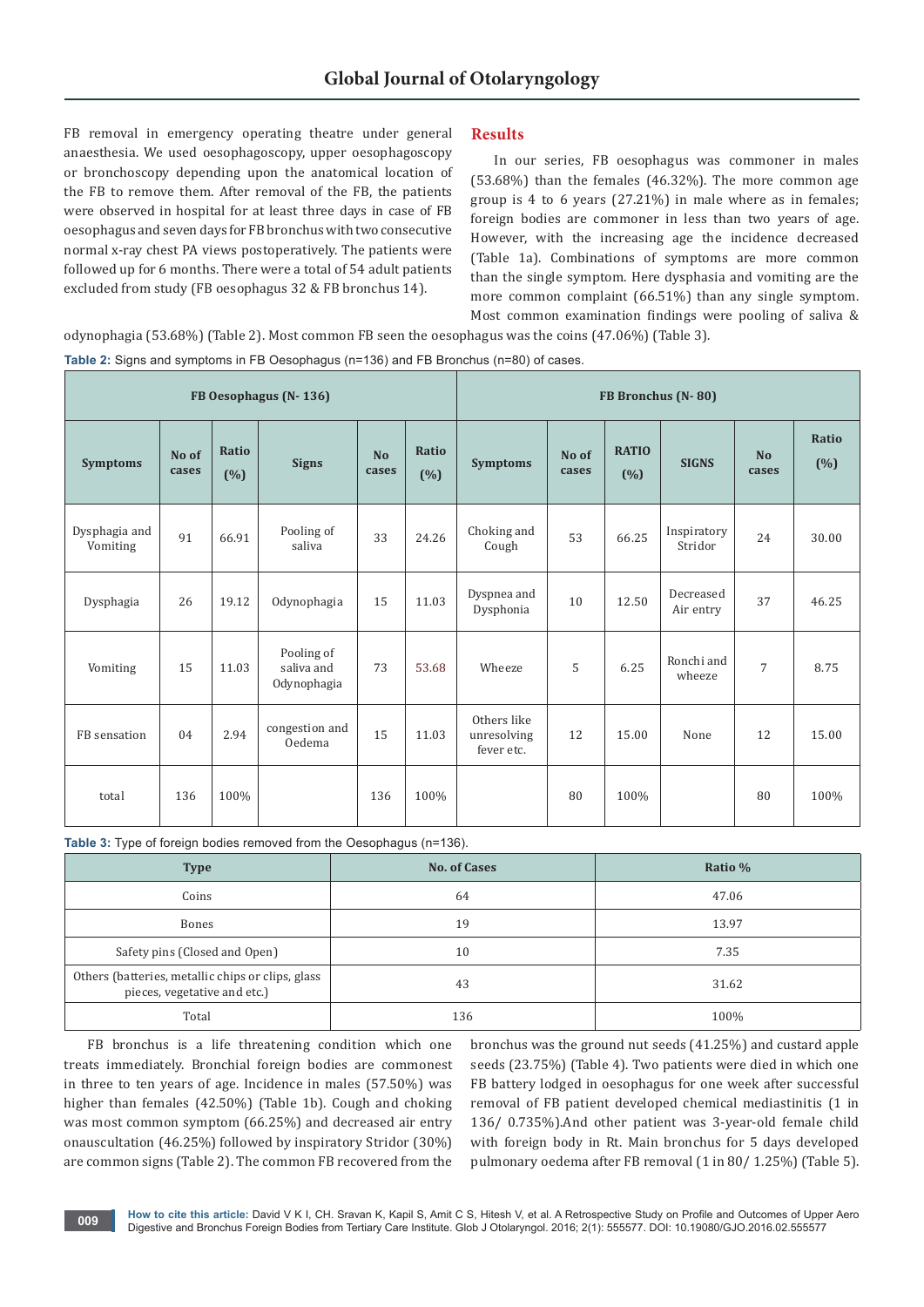FB removal in emergency operating theatre under general anaesthesia. We used oesophagoscopy, upper oesophagoscopy or bronchoscopy depending upon the anatomical location of the FB to remove them. After removal of the FB, the patients were observed in hospital for at least three days in case of FB oesophagus and seven days for FB bronchus with two consecutive normal x-ray chest PA views postoperatively. The patients were followed up for 6 months. There were a total of 54 adult patients excluded from study (FB oesophagus 32 & FB bronchus 14).

## Results

In our series, FB oesophagus was commoner in males (53.68%) than the females (46.32%). The more common age group is 4 to 6 years (27.21%) in male where as in females; foreign bodies are commoner in less than two years of age. However, with the increasing age the incidence decreased (Table 1a). Combinations of symptoms are more common than the single symptom. Here dysphasia and vomiting are the more common complaint (66.51%) than any single symptom. Most common examination findings were pooling of saliva & odynophagia (53.68%) (Table 2). Most common FB seen the oesophagus was the coins (47.06%) (Table 3).

**Table 2:** Signs and symptoms in FB Oesophagus (n=136) and FB Bronchus (n=80) of cases.

| FB Oesophagus (N- 136) | | | | | | FB Bronchus (N- 80) | | | | | |
|---|---|---|---|---|---|---|---|---|---|---|---|
| Symptoms | No of cases | Ratio (%) | Signs | No cases | Ratio (%) | Symptoms | No of cases | RATIO (%) | SIGNS | No cases | Ratio (%) |
| Dysphagia and Vomiting | 91 | 66.91 | Pooling of saliva | 33 | 24.26 | Choking and Cough | 53 | 66.25 | Inspiratory Stridor | 24 | 30.00 |
| Dysphagia | 26 | 19.12 | Odynophagia | 15 | 11.03 | Dyspnea and Dysphonia | 10 | 12.50 | Decreased Air entry | 37 | 46.25 |
| Vomiting | 15 | 11.03 | Pooling of saliva and Odynophagia | 73 | 53.68 | Wheeze | 5 | 6.25 | Ronchi and wheeze | 7 | 8.75 |
| FB sensation | 04 | 2.94 | congestion and Oedema | 15 | 11.03 | Others like unresolving fever etc. | 12 | 15.00 | None | 12 | 15.00 |
| total | 136 | 100% | | 136 | 100% | | 80 | 100% | | 80 | 100% |

**Table 3:** Type of foreign bodies removed from the Oesophagus (n=136).

| Type | No. of Cases | Ratio % |
|---|---|---|
| Coins | 64 | 47.06 |
| Bones | 19 | 13.97 |
| Safety pins (Closed and Open) | 10 | 7.35 |
| Others (batteries, metallic chips or clips, glass pieces, vegetative and etc.) | 43 | 31.62 |
| Total | 136 | 100% |

FB bronchus is a life threatening condition which one treats immediately. Bronchial foreign bodies are commonest in three to ten years of age. Incidence in males (57.50%) was higher than females (42.50%) (Table 1b). Cough and choking was most common symptom (66.25%) and decreased air entry onauscultation (46.25%) followed by inspiratory Stridor (30%) are common signs (Table 2). The common FB recovered from the bronchus was the ground nut seeds (41.25%) and custard apple seeds (23.75%) (Table 4). Two patients were died in which one FB battery lodged in oesophagus for one week after successful removal of FB patient developed chemical mediastinitis (1 in 136/ 0.735%).And other patient was 3-year-old female child with foreign body in Rt. Main bronchus for 5 days developed pulmonary oedema after FB removal (1 in 80/ 1.25%) (Table 5).

**How to cite this article:** David V K I, CH. Sravan K, Kapil S, Amit C S, Hitesh V, et al. A Retrospective Study on Profile and Outcomes of Upper Aero Digestive and Bronchus Foreign Bodies from Tertiary Care Institute. Glob J Otolaryngol. 2016; 2(1): 555577. DOI: 10.19080/GJO.2016.02.555577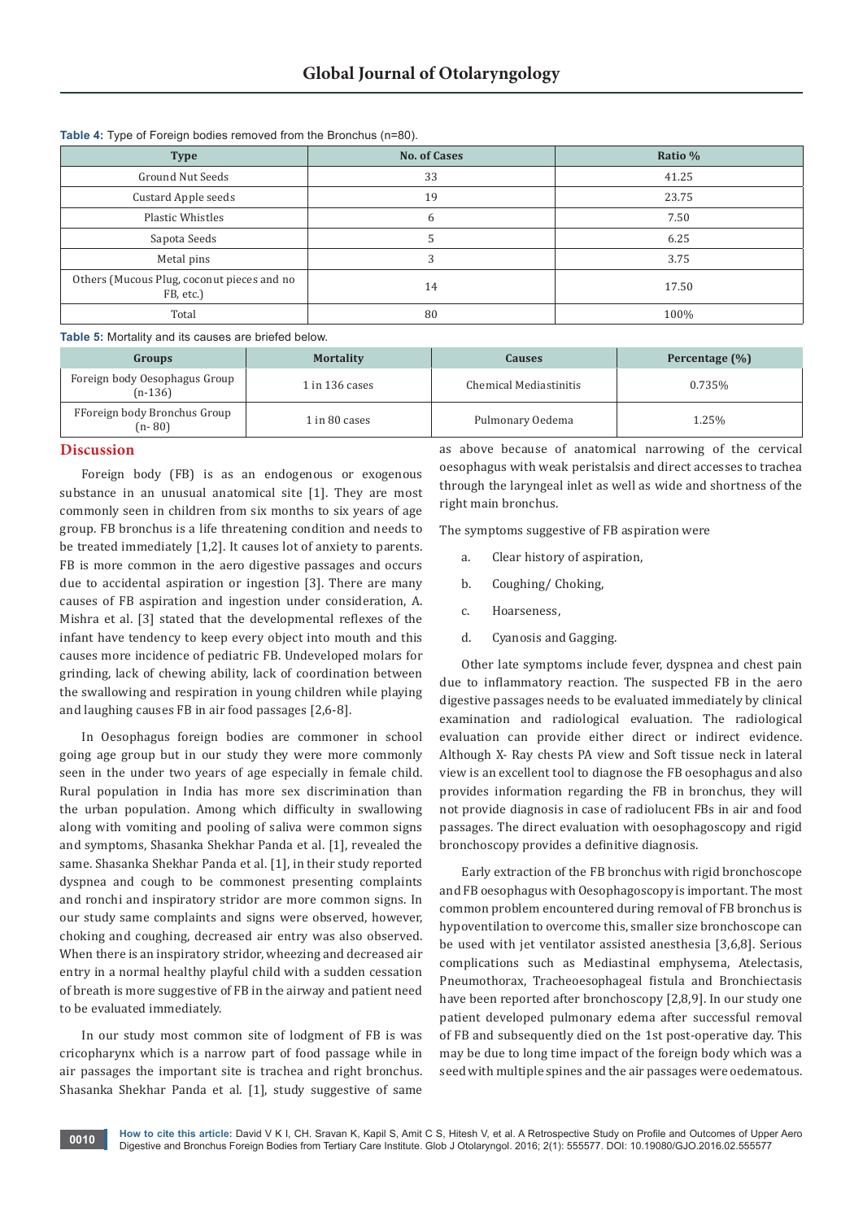**Table 4:** Type of Foreign bodies removed from the Bronchus (n=80).

| Type | No. of Cases | Ratio % |
|---|---|---|
| Ground Nut Seeds | 33 | 41.25 |
| Custard Apple seeds | 19 | 23.75 |
| Plastic Whistles | 6 | 7.50 |
| Sapota Seeds | 5 | 6.25 |
| Metal pins | 3 | 3.75 |
| Others (Mucous Plug, coconut pieces and no FB, etc.) | 14 | 17.50 |
| Total | 80 | 100% |

**Table 5:** Mortality and its causes are briefed below.

| Groups | Mortality | Causes | Percentage (%) |
|---|---|---|---|
| Foreign body Oesophagus Group (n-136) | 1 in 136 cases | Chemical Mediastinitis | 0.735% |
| FForeign body Bronchus Group (n- 80) | 1 in 80 cases | Pulmonary Oedema | 1.25% |

## Discussion

Foreign body (FB) is as an endogenous or exogenous substance in an unusual anatomical site [1]. They are most commonly seen in children from six months to six years of age group. FB bronchus is a life threatening condition and needs to be treated immediately [1,2]. It causes lot of anxiety to parents. FB is more common in the aero digestive passages and occurs due to accidental aspiration or ingestion [3]. There are many causes of FB aspiration and ingestion under consideration, A. Mishra et al. [3] stated that the developmental reflexes of the infant have tendency to keep every object into mouth and this causes more incidence of pediatric FB. Undeveloped molars for grinding, lack of chewing ability, lack of coordination between the swallowing and respiration in young children while playing and laughing causes FB in air food passages [2,6-8].

In Oesophagus foreign bodies are commoner in school going age group but in our study they were more commonly seen in the under two years of age especially in female child. Rural population in India has more sex discrimination than the urban population. Among which difficulty in swallowing along with vomiting and pooling of saliva were common signs and symptoms, Shasanka Shekhar Panda et al. [1], revealed the same. Shasanka Shekhar Panda et al. [1], in their study reported dyspnea and cough to be commonest presenting complaints and ronchi and inspiratory stridor are more common signs. In our study same complaints and signs were observed, however, choking and coughing, decreased air entry was also observed. When there is an inspiratory stridor, wheezing and decreased air entry in a normal healthy playful child with a sudden cessation of breath is more suggestive of FB in the airway and patient need to be evaluated immediately.

In our study most common site of lodgment of FB is was cricopharynx which is a narrow part of food passage while in air passages the important site is trachea and right bronchus. Shasanka Shekhar Panda et al. [1], study suggestive of same as above because of anatomical narrowing of the cervical oesophagus with weak peristalsis and direct accesses to trachea through the laryngeal inlet as well as wide and shortness of the right main bronchus.

The symptoms suggestive of FB aspiration were

a. Clear history of aspiration,

b. Coughing/ Choking,

c. Hoarseness,

d. Cyanosis and Gagging.

Other late symptoms include fever, dyspnea and chest pain due to inflammatory reaction. The suspected FB in the aero digestive passages needs to be evaluated immediately by clinical examination and radiological evaluation. The radiological evaluation can provide either direct or indirect evidence. Although X- Ray chests PA view and Soft tissue neck in lateral view is an excellent tool to diagnose the FB oesophagus and also provides information regarding the FB in bronchus, they will not provide diagnosis in case of radiolucent FBs in air and food passages. The direct evaluation with oesophagoscopy and rigid bronchoscopy provides a definitive diagnosis.

Early extraction of the FB bronchus with rigid bronchoscope and FB oesophagus with Oesophagoscopy is important. The most common problem encountered during removal of FB bronchus is hypoventilation to overcome this, smaller size bronchoscope can be used with jet ventilator assisted anesthesia [3,6,8]. Serious complications such as Mediastinal emphysema, Atelectasis, Pneumothorax, Tracheoesophageal fistula and Bronchiectasis have been reported after bronchoscopy [2,8,9]. In our study one patient developed pulmonary edema after successful removal of FB and subsequently died on the 1st post-operative day. This may be due to long time impact of the foreign body which was a seed with multiple spines and the air passages were oedematous.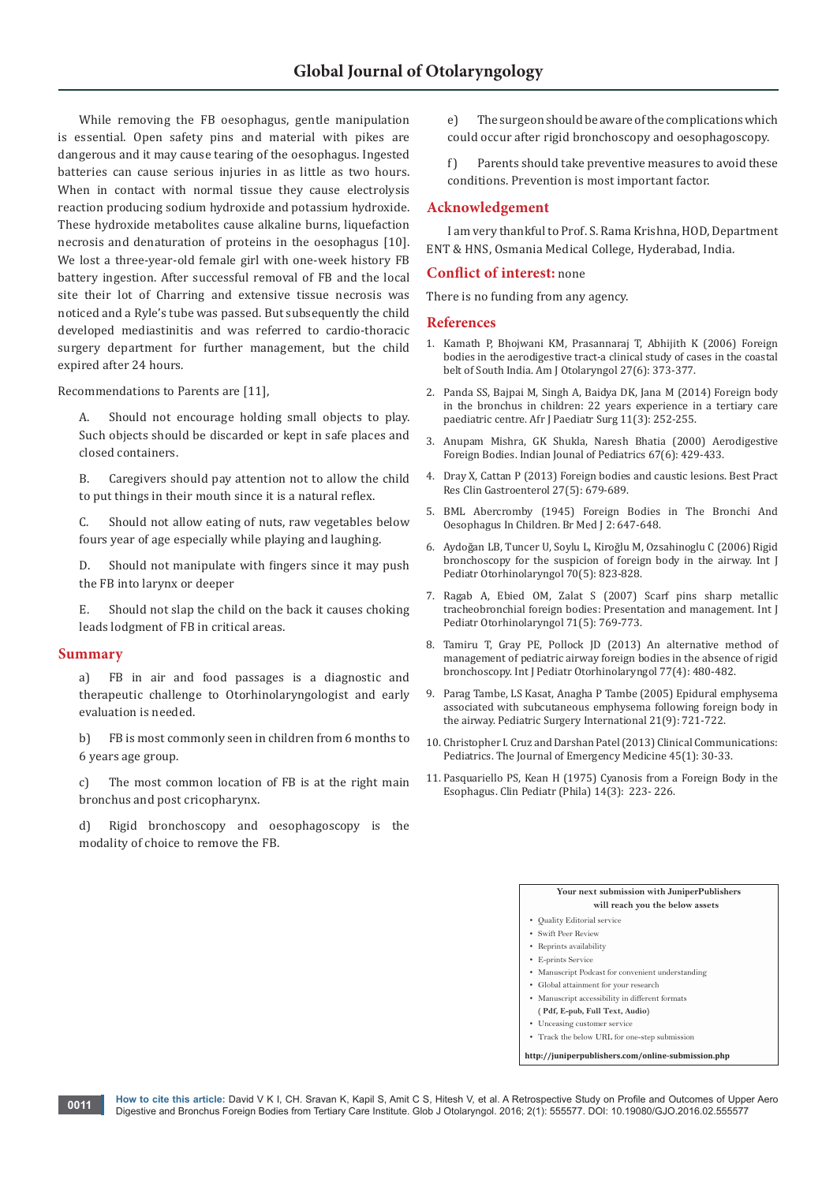While removing the FB oesophagus, gentle manipulation is essential. Open safety pins and material with pikes are dangerous and it may cause tearing of the oesophagus. Ingested batteries can cause serious injuries in as little as two hours. When in contact with normal tissue they cause electrolysis reaction producing sodium hydroxide and potassium hydroxide. These hydroxide metabolites cause alkaline burns, liquefaction necrosis and denaturation of proteins in the oesophagus [10]. We lost a three-year-old female girl with one-week history FB battery ingestion. After successful removal of FB and the local site their lot of Charring and extensive tissue necrosis was noticed and a Ryle's tube was passed. But subsequently the child developed mediastinitis and was referred to cardio-thoracic surgery department for further management, but the child expired after 24 hours.

Recommendations to Parents are [11],

A. Should not encourage holding small objects to play. Such objects should be discarded or kept in safe places and closed containers.

B. Caregivers should pay attention not to allow the child to put things in their mouth since it is a natural reflex.

C. Should not allow eating of nuts, raw vegetables below fours year of age especially while playing and laughing.

D. Should not manipulate with fingers since it may push the FB into larynx or deeper

E. Should not slap the child on the back it causes choking leads lodgment of FB in critical areas.

## Summary

a) FB in air and food passages is a diagnostic and therapeutic challenge to Otorhinolaryngologist and early evaluation is needed.

b) FB is most commonly seen in children from 6 months to 6 years age group.

c) The most common location of FB is at the right main bronchus and post cricopharynx.

d) Rigid bronchoscopy and oesophagoscopy is the modality of choice to remove the FB.

e) The surgeon should be aware of the complications which could occur after rigid bronchoscopy and oesophagoscopy.

f) Parents should take preventive measures to avoid these conditions. Prevention is most important factor.

## Acknowledgement

I am very thankful to Prof. S. Rama Krishna, HOD, Department ENT & HNS, Osmania Medical College, Hyderabad, India.

## Conflict of interest: none

There is no funding from any agency.

## References

1. Kamath P, Bhojwani KM, Prasannaraj T, Abhijith K (2006) Foreign bodies in the aerodigestive tract-a clinical study of cases in the coastal belt of South India. Am J Otolaryngol 27(6): 373-377.
2. Panda SS, Bajpai M, Singh A, Baidya DK, Jana M (2014) Foreign body in the bronchus in children: 22 years experience in a tertiary care paediatric centre. Afr J Paediatr Surg 11(3): 252-255.
3. Anupam Mishra, GK Shukla, Naresh Bhatia (2000) Aerodigestive Foreign Bodies. Indian Journal of Pediatrics 67(6): 429-433.
4. Dray X, Cattan P (2013) Foreign bodies and caustic lesions. Best Pract Res Clin Gastroenterol 27(5): 679-689.
5. BML Abercromby (1945) Foreign Bodies in The Bronchi And Oesophagus In Children. Br Med J 2: 647-648.
6. Aydoğan LB, Tuncer U, Soylu L, Kiroğlu M, Ozsahinoglu C (2006) Rigid bronchoscopy for the suspicion of foreign body in the airway. Int J Pediatr Otorhinolaryngol 70(5): 823-828.
7. Ragab A, Ebied OM, Zalat S (2007) Scarf pins sharp metallic tracheobronchial foreign bodies: Presentation and management. Int J Pediatr Otorhinolaryngol 71(5): 769-773.
8. Tamiru T, Gray PE, Pollock JD (2013) An alternative method of management of pediatric airway foreign bodies in the absence of rigid bronchoscopy. Int J Pediatr Otorhinolaryngol 77(4): 480-482.
9. Parag Tambe, LS Kasat, Anagha P Tambe (2005) Epidural emphysema associated with subcutaneous emphysema following foreign body in the airway. Pediatric Surgery International 21(9): 721-722.
10. Christopher I. Cruz and Darshan Patel (2013) Clinical Communications: Pediatrics. The Journal of Emergency Medicine 45(1): 30-33.
11. Pasquariello PS, Kean H (1975) Cyanosis from a Foreign Body in the Esophagus. Clin Pediatr (Phila) 14(3): 223- 226.

Your next submission with JuniperPublishers will reach you the below assets

- Quality Editorial service
- Swift Peer Review
- Reprints availability
- E-prints Service
- Manuscript Podcast for convenient understanding
- Global attainment for your research
- Manuscript accessibility in different formats **( Pdf, E-pub, Full Text, Audio)**
- Unceasing customer service
- Track the below URL for one-step submission

**http://juniperpublishers.com/online-submission.php**